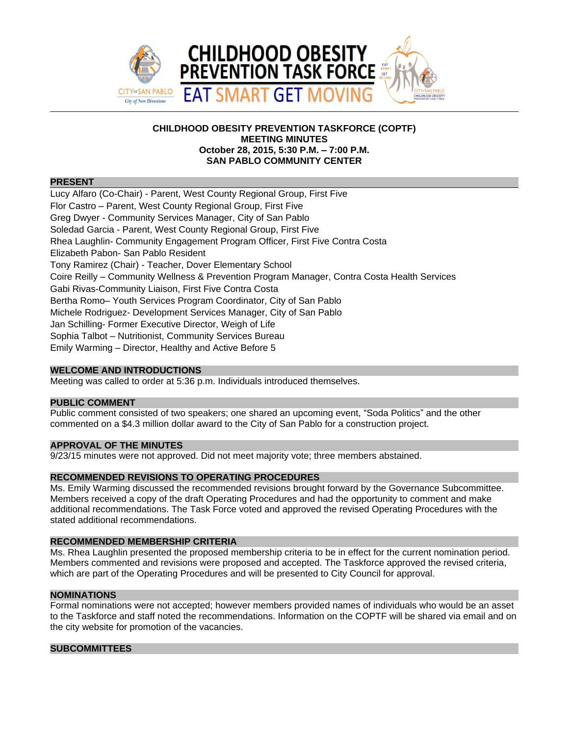# CHILDHOOD OBESITY PREVENTION TASK FORCE

**EAT SMART GET MOVING**

**CHILDHOOD OBESITY PREVENTION TASKFORCE (COPTF)**
**MEETING MINUTES**
**October 28, 2015, 5:30 P.M. – 7:00 P.M.**
**SAN PABLO COMMUNITY CENTER**

## PRESENT

Lucy Alfaro (Co-Chair) - Parent, West County Regional Group, First Five
Flor Castro – Parent, West County Regional Group, First Five
Greg Dwyer - Community Services Manager, City of San Pablo
Soledad Garcia - Parent, West County Regional Group, First Five
Rhea Laughlin- Community Engagement Program Officer, First Five Contra Costa
Elizabeth Pabon- San Pablo Resident
Tony Ramirez (Chair) - Teacher, Dover Elementary School
Coire Reilly – Community Wellness & Prevention Program Manager, Contra Costa Health Services
Gabi Rivas-Community Liaison, First Five Contra Costa
Bertha Romo– Youth Services Program Coordinator, City of San Pablo
Michele Rodriguez- Development Services Manager, City of San Pablo
Jan Schilling- Former Executive Director, Weigh of Life
Sophia Talbot – Nutritionist, Community Services Bureau
Emily Warming – Director, Healthy and Active Before 5

## WELCOME AND INTRODUCTIONS

Meeting was called to order at 5:36 p.m. Individuals introduced themselves.

## PUBLIC COMMENT

Public comment consisted of two speakers; one shared an upcoming event, "Soda Politics" and the other commented on a $4.3 million dollar award to the City of San Pablo for a construction project.

## APPROVAL OF THE MINUTES

9/23/15 minutes were not approved. Did not meet majority vote; three members abstained.

## RECOMMENDED REVISIONS TO OPERATING PROCEDURES

Ms. Emily Warming discussed the recommended revisions brought forward by the Governance Subcommittee. Members received a copy of the draft Operating Procedures and had the opportunity to comment and make additional recommendations. The Task Force voted and approved the revised Operating Procedures with the stated additional recommendations.

## RECOMMENDED MEMBERSHIP CRITERIA

Ms. Rhea Laughlin presented the proposed membership criteria to be in effect for the current nomination period. Members commented and revisions were proposed and accepted. The Taskforce approved the revised criteria, which are part of the Operating Procedures and will be presented to City Council for approval.

## NOMINATIONS

Formal nominations were not accepted; however members provided names of individuals who would be an asset to the Taskforce and staff noted the recommendations. Information on the COPTF will be shared via email and on the city website for promotion of the vacancies.

## SUBCOMMITTEES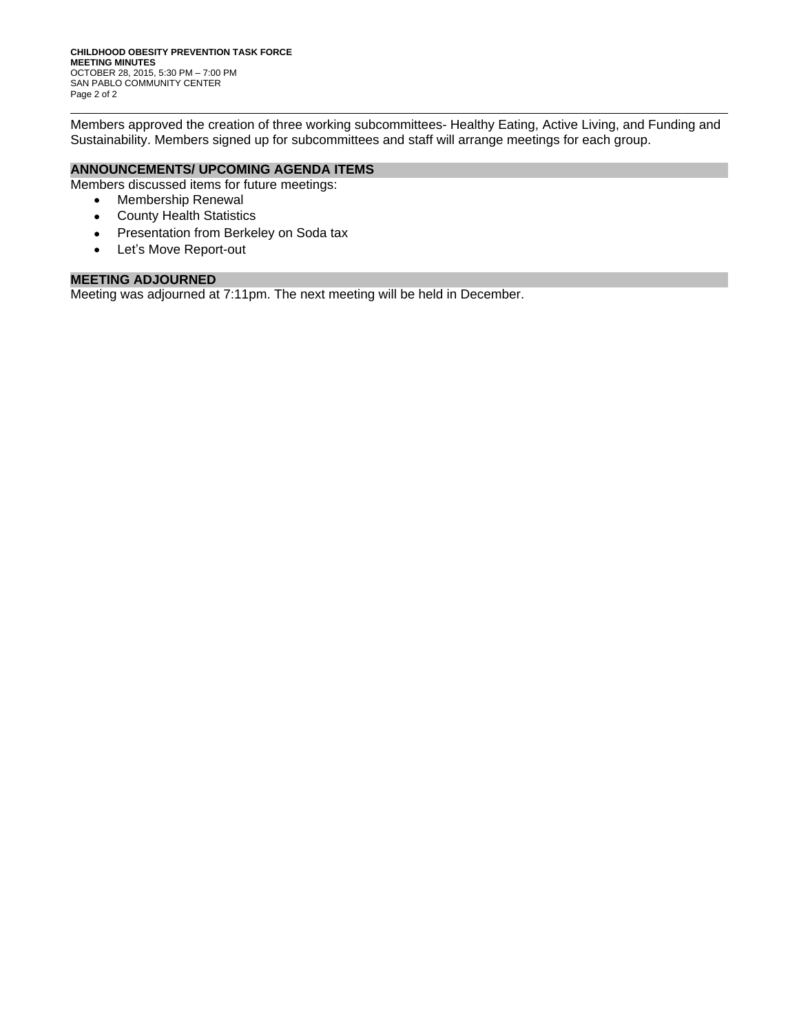Members approved the creation of three working subcommittees- Healthy Eating, Active Living, and Funding and Sustainability. Members signed up for subcommittees and staff will arrange meetings for each group.

## ANNOUNCEMENTS/ UPCOMING AGENDA ITEMS

Members discussed items for future meetings:

- Membership Renewal
- County Health Statistics
- Presentation from Berkeley on Soda tax
- Let's Move Report-out

## MEETING ADJOURNED

Meeting was adjourned at 7:11pm. The next meeting will be held in December.